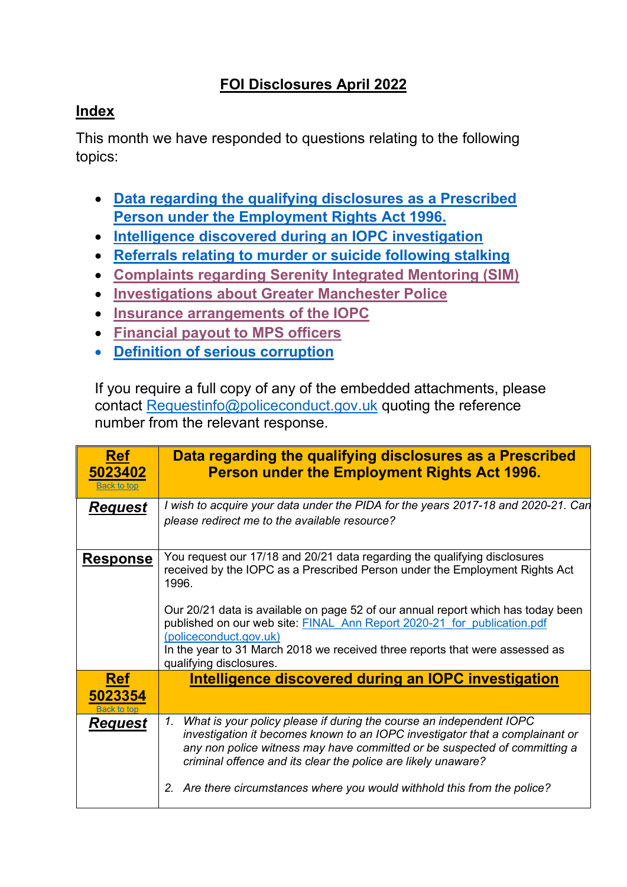# FOI Disclosures April 2022

## Index

This month we have responded to questions relating to the following topics:

- Data regarding the qualifying disclosures as a Prescribed Person under the Employment Rights Act 1996.
- Intelligence discovered during an IOPC investigation
- Referrals relating to murder or suicide following stalking
- Complaints regarding Serenity Integrated Mentoring (SIM)
- Investigations about Greater Manchester Police
- Insurance arrangements of the IOPC
- Financial payout to MPS officers
- Definition of serious corruption

If you require a full copy of any of the embedded attachments, please contact Requestinfo@policeconduct.gov.uk quoting the reference number from the relevant response.

| **Ref 5023402** Back to top | **Data regarding the qualifying disclosures as a Prescribed Person under the Employment Rights Act 1996.** |
|---|---|
| **Request** | *I wish to acquire your data under the PIDA for the years 2017-18 and 2020-21. Can please redirect me to the available resource?* |
| **Response** | You request our 17/18 and 20/21 data regarding the qualifying disclosures received by the IOPC as a Prescribed Person under the Employment Rights Act 1996.<br><br>Our 20/21 data is available on page 52 of our annual report which has today been published on our web site: FINAL_Ann Report 2020-21_for_publication.pdf (policeconduct.gov.uk)<br>In the year to 31 March 2018 we received three reports that were assessed as qualifying disclosures. |
| **Ref 5023354** Back to top | **Intelligence discovered during an IOPC investigation** |
| **Request** | 1. *What is your policy please if during the course an independent IOPC investigation it becomes known to an IOPC investigator that a complainant or any non police witness may have committed or be suspected of committing a criminal offence and its clear the police are likely unaware?*<br><br>2. *Are there circumstances where you would withhold this from the police?* |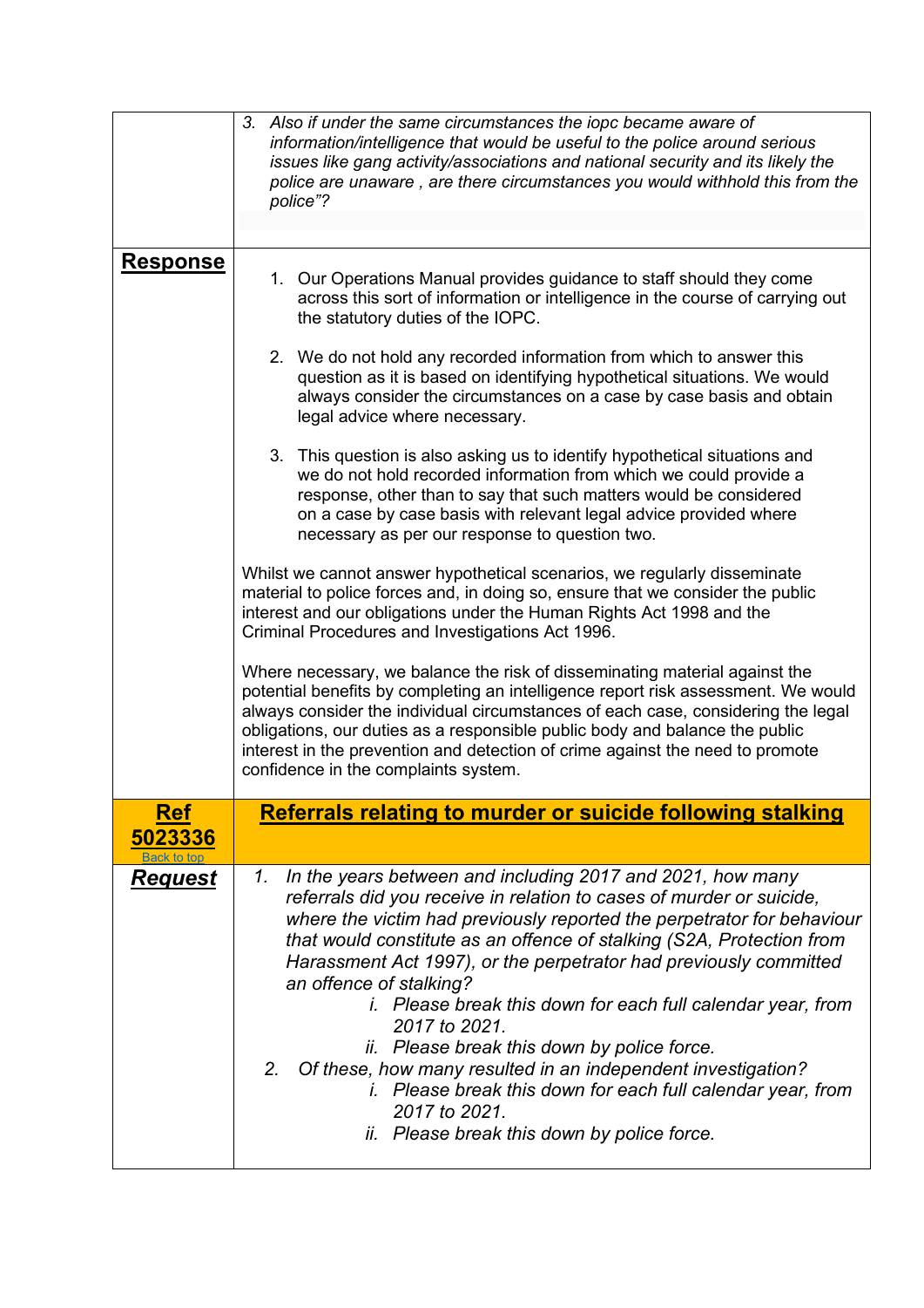|  |  |
|---|---|
|  | 3. *Also if under the same circumstances the iopc became aware of information/intelligence that would be useful to the police around serious issues like gang activity/associations and national security and its likely the police are unaware , are there circumstances you would withhold this from the police"?* |
| **Response** | 1. Our Operations Manual provides guidance to staff should they come across this sort of information or intelligence in the course of carrying out the statutory duties of the IOPC.<br><br>2. We do not hold any recorded information from which to answer this question as it is based on identifying hypothetical situations. We would always consider the circumstances on a case by case basis and obtain legal advice where necessary.<br><br>3. This question is also asking us to identify hypothetical situations and we do not hold recorded information from which we could provide a response, other than to say that such matters would be considered on a case by case basis with relevant legal advice provided where necessary as per our response to question two.<br><br>Whilst we cannot answer hypothetical scenarios, we regularly disseminate material to police forces and, in doing so, ensure that we consider the public interest and our obligations under the Human Rights Act 1998 and the Criminal Procedures and Investigations Act 1996.<br><br>Where necessary, we balance the risk of disseminating material against the potential benefits by completing an intelligence report risk assessment. We would always consider the individual circumstances of each case, considering the legal obligations, our duties as a responsible public body and balance the public interest in the prevention and detection of crime against the need to promote confidence in the complaints system. |
| **Ref 5023336**<br>Back to top | **Referrals relating to murder or suicide following stalking** |
| ***Request*** | 1. *In the years between and including 2017 and 2021, how many referrals did you receive in relation to cases of murder or suicide, where the victim had previously reported the perpetrator for behaviour that would constitute as an offence of stalking (S2A, Protection from Harassment Act 1997), or the perpetrator had previously committed an offence of stalking?*<br>    i. *Please break this down for each full calendar year, from 2017 to 2021.*<br>    ii. *Please break this down by police force.*<br>2. *Of these, how many resulted in an independent investigation?*<br>    i. *Please break this down for each full calendar year, from 2017 to 2021.*<br>    ii. *Please break this down by police force.* |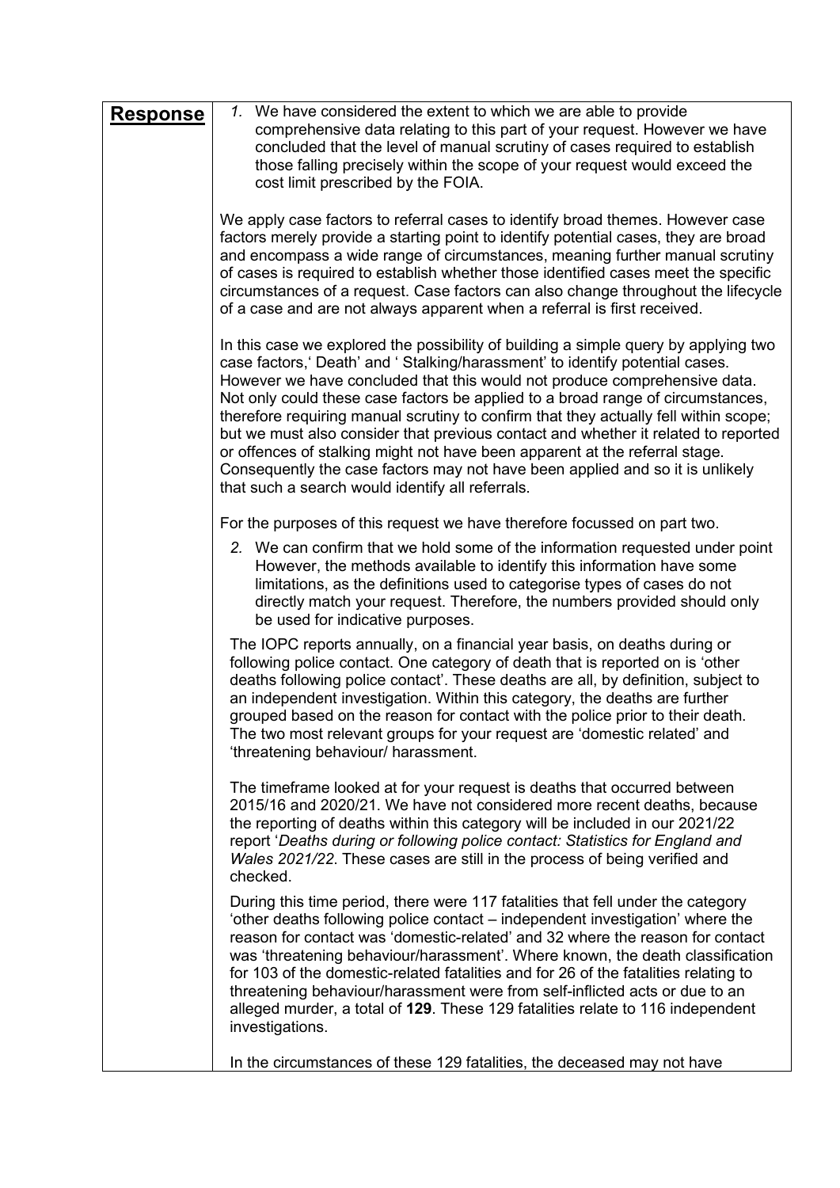| **Response** | 1. We have considered the extent to which we are able to provide comprehensive data relating to this part of your request. However we have concluded that the level of manual scrutiny of cases required to establish those falling precisely within the scope of your request would exceed the cost limit prescribed by the FOIA.<br><br>We apply case factors to referral cases to identify broad themes. However case factors merely provide a starting point to identify potential cases, they are broad and encompass a wide range of circumstances, meaning further manual scrutiny of cases is required to establish whether those identified cases meet the specific circumstances of a request. Case factors can also change throughout the lifecycle of a case and are not always apparent when a referral is first received.<br><br>In this case we explored the possibility of building a simple query by applying two case factors,' Death' and ' Stalking/harassment' to identify potential cases. However we have concluded that this would not produce comprehensive data. Not only could these case factors be applied to a broad range of circumstances, therefore requiring manual scrutiny to confirm that they actually fell within scope; but we must also consider that previous contact and whether it related to reported or offences of stalking might not have been apparent at the referral stage. Consequently the case factors may not have been applied and so it is unlikely that such a search would identify all referrals.<br><br>For the purposes of this request we have therefore focussed on part two.<br><br>2. We can confirm that we hold some of the information requested under point However, the methods available to identify this information have some limitations, as the definitions used to categorise types of cases do not directly match your request. Therefore, the numbers provided should only be used for indicative purposes.<br><br>The IOPC reports annually, on a financial year basis, on deaths during or following police contact. One category of death that is reported on is 'other deaths following police contact'. These deaths are all, by definition, subject to an independent investigation. Within this category, the deaths are further grouped based on the reason for contact with the police prior to their death. The two most relevant groups for your request are 'domestic related' and 'threatening behaviour/ harassment.<br><br>The timeframe looked at for your request is deaths that occurred between 2015/16 and 2020/21. We have not considered more recent deaths, because the reporting of deaths within this category will be included in our 2021/22 report '*Deaths during or following police contact: Statistics for England and Wales 2021/22*. These cases are still in the process of being verified and checked.<br><br>During this time period, there were 117 fatalities that fell under the category 'other deaths following police contact – independent investigation' where the reason for contact was 'domestic-related' and 32 where the reason for contact was 'threatening behaviour/harassment'. Where known, the death classification for 103 of the domestic-related fatalities and for 26 of the fatalities relating to threatening behaviour/harassment were from self-inflicted acts or due to an alleged murder, a total of **129**. These 129 fatalities relate to 116 independent investigations.<br><br>In the circumstances of these 129 fatalities, the deceased may not have |
|---|---|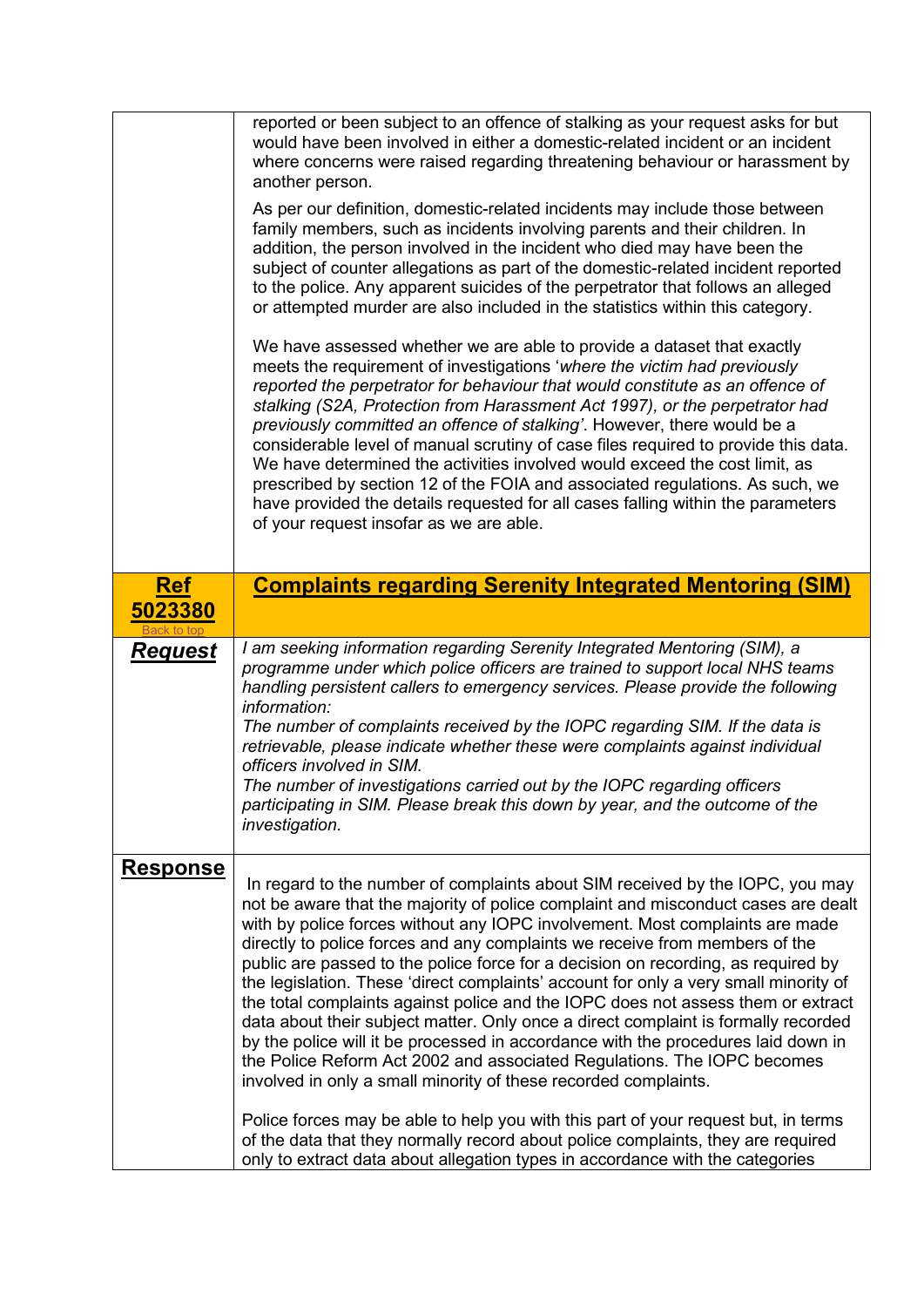|  |  |
|---|---|
|  | reported or been subject to an offence of stalking as your request asks for but would have been involved in either a domestic-related incident or an incident where concerns were raised regarding threatening behaviour or harassment by another person.<br><br>As per our definition, domestic-related incidents may include those between family members, such as incidents involving parents and their children. In addition, the person involved in the incident who died may have been the subject of counter allegations as part of the domestic-related incident reported to the police. Any apparent suicides of the perpetrator that follows an alleged or attempted murder are also included in the statistics within this category.<br><br>We have assessed whether we are able to provide a dataset that exactly meets the requirement of investigations '*where the victim had previously reported the perpetrator for behaviour that would constitute as an offence of stalking (S2A, Protection from Harassment Act 1997), or the perpetrator had previously committed an offence of stalking'*. However, there would be a considerable level of manual scrutiny of case files required to provide this data. We have determined the activities involved would exceed the cost limit, as prescribed by section 12 of the FOIA and associated regulations. As such, we have provided the details requested for all cases falling within the parameters of your request insofar as we are able. |
| **Ref 5023380**<br>Back to top | **Complaints regarding Serenity Integrated Mentoring (SIM)** |
| ***Request*** | *I am seeking information regarding Serenity Integrated Mentoring (SIM), a programme under which police officers are trained to support local NHS teams handling persistent callers to emergency services. Please provide the following information:*<br>*The number of complaints received by the IOPC regarding SIM. If the data is retrievable, please indicate whether these were complaints against individual officers involved in SIM.*<br>*The number of investigations carried out by the IOPC regarding officers participating in SIM. Please break this down by year, and the outcome of the investigation.* |
| **Response** | In regard to the number of complaints about SIM received by the IOPC, you may not be aware that the majority of police complaint and misconduct cases are dealt with by police forces without any IOPC involvement. Most complaints are made directly to police forces and any complaints we receive from members of the public are passed to the police force for a decision on recording, as required by the legislation. These 'direct complaints' account for only a very small minority of the total complaints against police and the IOPC does not assess them or extract data about their subject matter. Only once a direct complaint is formally recorded by the police will it be processed in accordance with the procedures laid down in the Police Reform Act 2002 and associated Regulations. The IOPC becomes involved in only a small minority of these recorded complaints.<br><br>Police forces may be able to help you with this part of your request but, in terms of the data that they normally record about police complaints, they are required only to extract data about allegation types in accordance with the categories |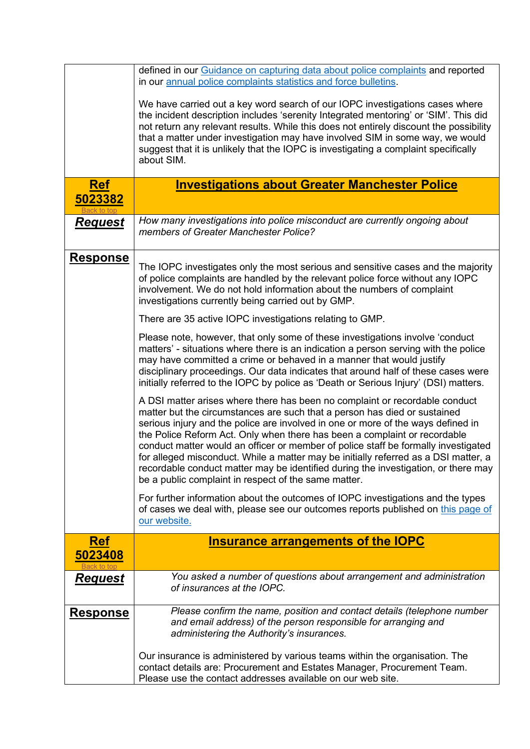defined in our Guidance on capturing data about police complaints and reported in our annual police complaints statistics and force bulletins.

We have carried out a key word search of our IOPC investigations cases where the incident description includes 'serenity Integrated mentoring' or 'SIM'. This did not return any relevant results. While this does not entirely discount the possibility that a matter under investigation may have involved SIM in some way, we would suggest that it is unlikely that the IOPC is investigating a complaint specifically about SIM.

## Ref 5023382 — Investigations about Greater Manchester Police

Back to top

**Request**

*How many investigations into police misconduct are currently ongoing about members of Greater Manchester Police?*

**Response**

The IOPC investigates only the most serious and sensitive cases and the majority of police complaints are handled by the relevant police force without any IOPC involvement. We do not hold information about the numbers of complaint investigations currently being carried out by GMP.

There are 35 active IOPC investigations relating to GMP.

Please note, however, that only some of these investigations involve 'conduct matters' - situations where there is an indication a person serving with the police may have committed a crime or behaved in a manner that would justify disciplinary proceedings. Our data indicates that around half of these cases were initially referred to the IOPC by police as 'Death or Serious Injury' (DSI) matters.

A DSI matter arises where there has been no complaint or recordable conduct matter but the circumstances are such that a person has died or sustained serious injury and the police are involved in one or more of the ways defined in the Police Reform Act. Only when there has been a complaint or recordable conduct matter would an officer or member of police staff be formally investigated for alleged misconduct. While a matter may be initially referred as a DSI matter, a recordable conduct matter may be identified during the investigation, or there may be a public complaint in respect of the same matter.

For further information about the outcomes of IOPC investigations and the types of cases we deal with, please see our outcomes reports published on this page of our website.

## Ref 5023408 — Insurance arrangements of the IOPC

Back to top

**Request**

*You asked a number of questions about arrangement and administration of insurances at the IOPC.*

**Response**

*Please confirm the name, position and contact details (telephone number and email address) of the person responsible for arranging and administering the Authority's insurances.*

Our insurance is administered by various teams within the organisation. The contact details are: Procurement and Estates Manager, Procurement Team. Please use the contact addresses available on our web site.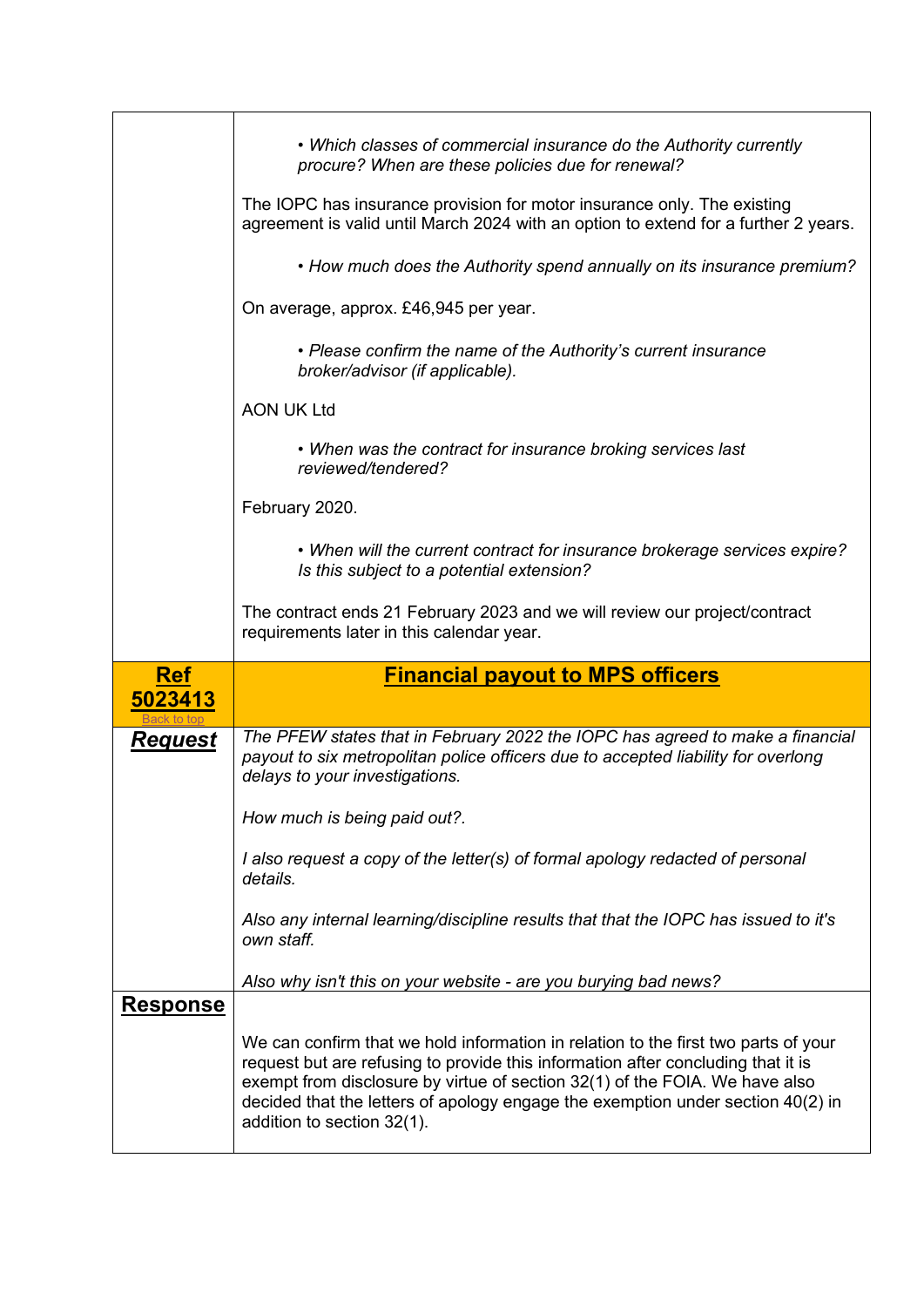| | |
|---|---|
| | • *Which classes of commercial insurance do the Authority currently procure? When are these policies due for renewal?*<br><br>The IOPC has insurance provision for motor insurance only. The existing agreement is valid until March 2024 with an option to extend for a further 2 years.<br><br>• *How much does the Authority spend annually on its insurance premium?*<br><br>On average, approx. £46,945 per year.<br><br>• *Please confirm the name of the Authority's current insurance broker/advisor (if applicable).*<br><br>AON UK Ltd<br><br>• *When was the contract for insurance broking services last reviewed/tendered?*<br><br>February 2020.<br><br>• *When will the current contract for insurance brokerage services expire? Is this subject to a potential extension?*<br><br>The contract ends 21 February 2023 and we will review our project/contract requirements later in this calendar year. |
| **Ref 5023413**<br>Back to top | **Financial payout to MPS officers** |
| ***Request*** | *The PFEW states that in February 2022 the IOPC has agreed to make a financial payout to six metropolitan police officers due to accepted liability for overlong delays to your investigations.*<br><br>*How much is being paid out?.*<br><br>*I also request a copy of the letter(s) of formal apology redacted of personal details.*<br><br>*Also any internal learning/discipline results that that the IOPC has issued to it's own staff.*<br><br>*Also why isn't this on your website - are you burying bad news?* |
| **Response** | We can confirm that we hold information in relation to the first two parts of your request but are refusing to provide this information after concluding that it is exempt from disclosure by virtue of section 32(1) of the FOIA. We have also decided that the letters of apology engage the exemption under section 40(2) in addition to section 32(1). |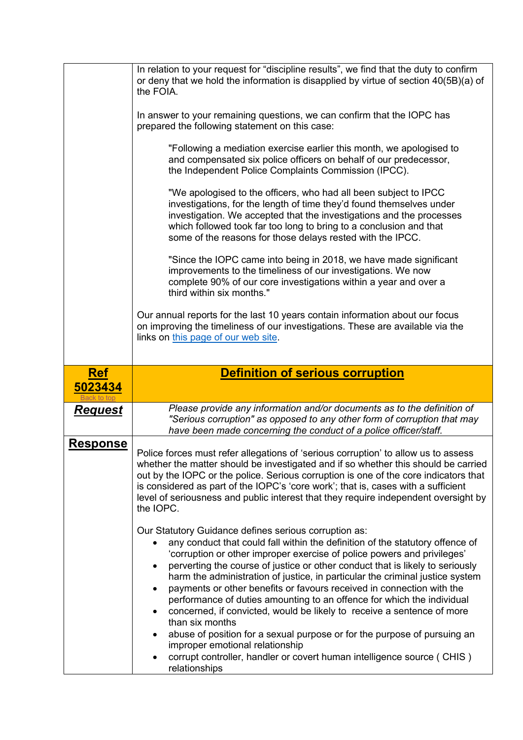| | |
|---|---|
| | In relation to your request for "discipline results", we find that the duty to confirm or deny that we hold the information is disapplied by virtue of section 40(5B)(a) of the FOIA.<br><br>In answer to your remaining questions, we can confirm that the IOPC has prepared the following statement on this case:<br><br>"Following a mediation exercise earlier this month, we apologised to and compensated six police officers on behalf of our predecessor, the Independent Police Complaints Commission (IPCC).<br><br>"We apologised to the officers, who had all been subject to IPCC investigations, for the length of time they'd found themselves under investigation. We accepted that the investigations and the processes which followed took far too long to bring to a conclusion and that some of the reasons for those delays rested with the IPCC.<br><br>"Since the IOPC came into being in 2018, we have made significant improvements to the timeliness of our investigations. We now complete 90% of our core investigations within a year and over a third within six months."<br><br>Our annual reports for the last 10 years contain information about our focus on improving the timeliness of our investigations. These are available via the links on [this page of our web site](). |
| **Ref 5023434**<br>Back to top | **Definition of serious corruption** |
| ***Request*** | *Please provide any information and/or documents as to the definition of "Serious corruption" as opposed to any other form of corruption that may have been made concerning the conduct of a police officer/staff.* |
| **Response** | Police forces must refer allegations of 'serious corruption' to allow us to assess whether the matter should be investigated and if so whether this should be carried out by the IOPC or the police. Serious corruption is one of the core indicators that is considered as part of the IOPC's 'core work'; that is, cases with a sufficient level of seriousness and public interest that they require independent oversight by the IOPC.<br><br>Our Statutory Guidance defines serious corruption as:<br>• any conduct that could fall within the definition of the statutory offence of 'corruption or other improper exercise of police powers and privileges'<br>• perverting the course of justice or other conduct that is likely to seriously harm the administration of justice, in particular the criminal justice system<br>• payments or other benefits or favours received in connection with the performance of duties amounting to an offence for which the individual<br>• concerned, if convicted, would be likely to receive a sentence of more than six months<br>• abuse of position for a sexual purpose or for the purpose of pursuing an improper emotional relationship<br>• corrupt controller, handler or covert human intelligence source ( CHIS ) relationships |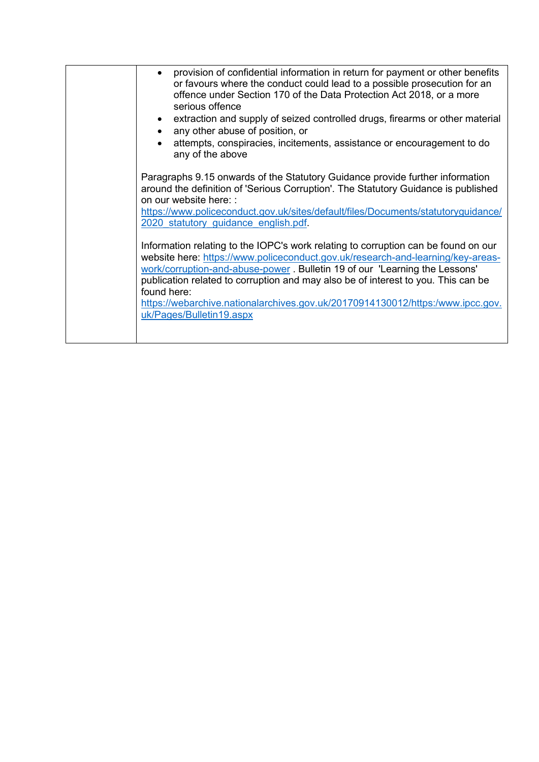| | |
|---|---|
| | • provision of confidential information in return for payment or other benefits or favours where the conduct could lead to a possible prosecution for an offence under Section 170 of the Data Protection Act 2018, or a more serious offence<br>• extraction and supply of seized controlled drugs, firearms or other material<br>• any other abuse of position, or<br>• attempts, conspiracies, incitements, assistance or encouragement to do any of the above<br><br>Paragraphs 9.15 onwards of the Statutory Guidance provide further information around the definition of 'Serious Corruption'. The Statutory Guidance is published on our website here: : https://www.policeconduct.gov.uk/sites/default/files/Documents/statutoryguidance/2020_statutory_guidance_english.pdf.<br><br>Information relating to the IOPC's work relating to corruption can be found on our website here: https://www.policeconduct.gov.uk/research-and-learning/key-areas-work/corruption-and-abuse-power . Bulletin 19 of our 'Learning the Lessons' publication related to corruption and may also be of interest to you. This can be found here: https://webarchive.nationalarchives.gov.uk/20170914130012/https:/www.ipcc.gov.uk/Pages/Bulletin19.aspx |